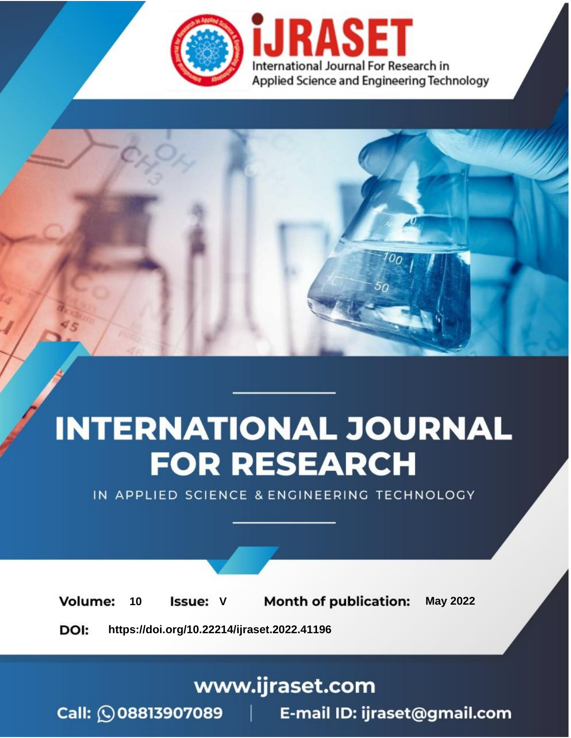iJRASET

International Journal For Research in Applied Science and Engineering Technology

# INTERNATIONAL JOURNAL FOR RESEARCH

IN APPLIED SCIENCE & ENGINEERING TECHNOLOGY

**Volume:** 10 **Issue:** V **Month of publication:** May 2022

**DOI:** https://doi.org/10.22214/ijraset.2022.41196

www.ijraset.com

Call: 08813907089 | E-mail ID: ijraset@gmail.com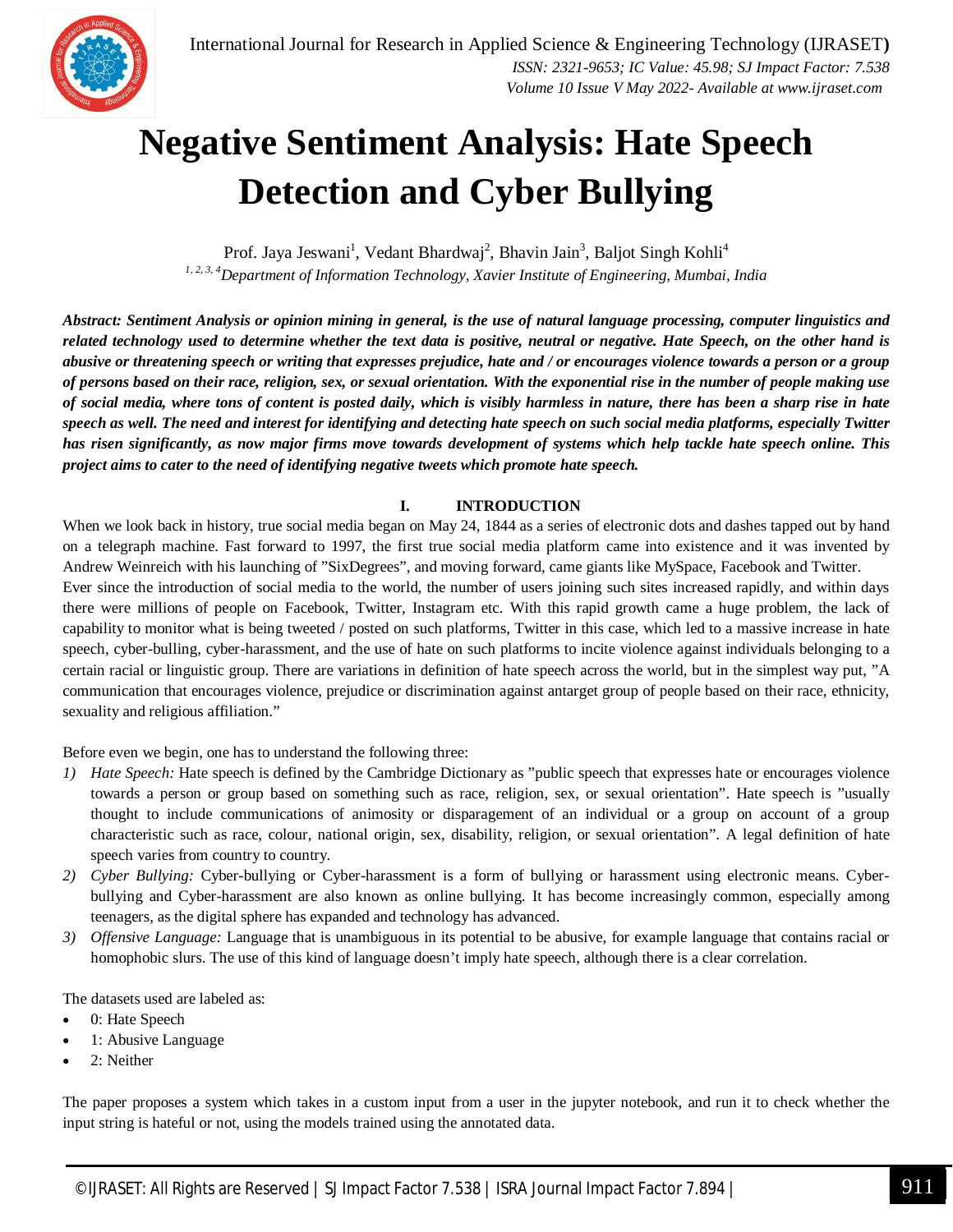# Negative Sentiment Analysis: Hate Speech Detection and Cyber Bullying

Prof. Jaya Jeswani[1], Vedant Bhardwaj[2], Bhavin Jain[3], Baljot Singh Kohli[4]

[1, 2, 3, 4] *Department of Information Technology, Xavier Institute of Engineering, Mumbai, India*

***Abstract:** Sentiment Analysis or opinion mining in general, is the use of natural language processing, computer linguistics and related technology used to determine whether the text data is positive, neutral or negative. Hate Speech, on the other hand is abusive or threatening speech or writing that expresses prejudice, hate and / or encourages violence towards a person or a group of persons based on their race, religion, sex, or sexual orientation. With the exponential rise in the number of people making use of social media, where tons of content is posted daily, which is visibly harmless in nature, there has been a sharp rise in hate speech as well. The need and interest for identifying and detecting hate speech on such social media platforms, especially Twitter has risen significantly, as now major firms move towards development of systems which help tackle hate speech online. This project aims to cater to the need of identifying negative tweets which promote hate speech.*

## I. INTRODUCTION

When we look back in history, true social media began on May 24, 1844 as a series of electronic dots and dashes tapped out by hand on a telegraph machine. Fast forward to 1997, the first true social media platform came into existence and it was invented by Andrew Weinreich with his launching of "SixDegrees", and moving forward, came giants like MySpace, Facebook and Twitter.

Ever since the introduction of social media to the world, the number of users joining such sites increased rapidly, and within days there were millions of people on Facebook, Twitter, Instagram etc. With this rapid growth came a huge problem, the lack of capability to monitor what is being tweeted / posted on such platforms, Twitter in this case, which led to a massive increase in hate speech, cyber-bulling, cyber-harassment, and the use of hate on such platforms to incite violence against individuals belonging to a certain racial or linguistic group. There are variations in definition of hate speech across the world, but in the simplest way put, "A communication that encourages violence, prejudice or discrimination against antarget group of people based on their race, ethnicity, sexuality and religious affiliation."

Before even we begin, one has to understand the following three:

1) *Hate Speech:* Hate speech is defined by the Cambridge Dictionary as "public speech that expresses hate or encourages violence towards a person or group based on something such as race, religion, sex, or sexual orientation". Hate speech is "usually thought to include communications of animosity or disparagement of an individual or a group on account of a group characteristic such as race, colour, national origin, sex, disability, religion, or sexual orientation". A legal definition of hate speech varies from country to country.
2) *Cyber Bullying:* Cyber-bullying or Cyber-harassment is a form of bullying or harassment using electronic means. Cyber-bullying and Cyber-harassment are also known as online bullying. It has become increasingly common, especially among teenagers, as the digital sphere has expanded and technology has advanced.
3) *Offensive Language:* Language that is unambiguous in its potential to be abusive, for example language that contains racial or homophobic slurs. The use of this kind of language doesn't imply hate speech, although there is a clear correlation.

The datasets used are labeled as:

- 0: Hate Speech
- 1: Abusive Language
- 2: Neither

The paper proposes a system which takes in a custom input from a user in the jupyter notebook, and run it to check whether the input string is hateful or not, using the models trained using the annotated data.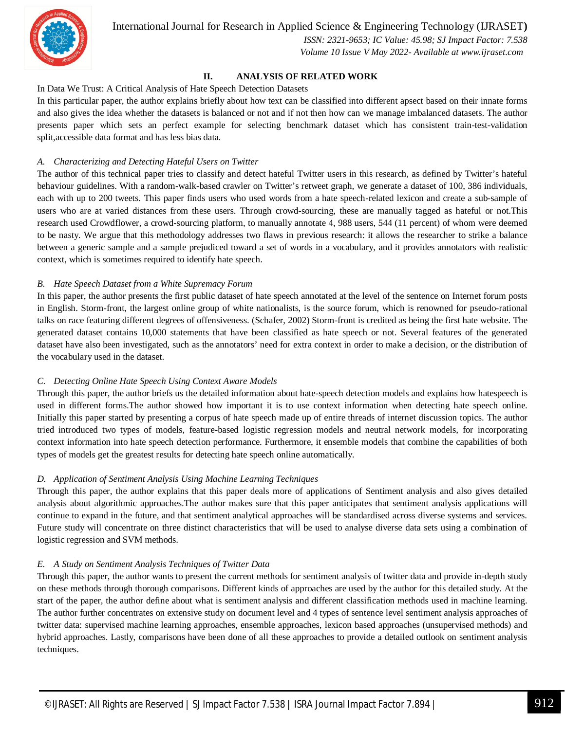## II. ANALYSIS OF RELATED WORK

In Data We Trust: A Critical Analysis of Hate Speech Detection Datasets

In this particular paper, the author explains briefly about how text can be classified into different apsect based on their innate forms and also gives the idea whether the datasets is balanced or not and if not then how can we manage imbalanced datasets. The author presents paper which sets an perfect example for selecting benchmark dataset which has consistent train-test-validation split,accessible data format and has less bias data.

### *A. Characterizing and Detecting Hateful Users on Twitter*

The author of this technical paper tries to classify and detect hateful Twitter users in this research, as defined by Twitter's hateful behaviour guidelines. With a random-walk-based crawler on Twitter's retweet graph, we generate a dataset of 100, 386 individuals, each with up to 200 tweets. This paper finds users who used words from a hate speech-related lexicon and create a sub-sample of users who are at varied distances from these users. Through crowd-sourcing, these are manually tagged as hateful or not.This research used Crowdflower, a crowd-sourcing platform, to manually annotate 4, 988 users, 544 (11 percent) of whom were deemed to be nasty. We argue that this methodology addresses two flaws in previous research: it allows the researcher to strike a balance between a generic sample and a sample prejudiced toward a set of words in a vocabulary, and it provides annotators with realistic context, which is sometimes required to identify hate speech.

### *B. Hate Speech Dataset from a White Supremacy Forum*

In this paper, the author presents the first public dataset of hate speech annotated at the level of the sentence on Internet forum posts in English. Storm-front, the largest online group of white nationalists, is the source forum, which is renowned for pseudo-rational talks on race featuring different degrees of offensiveness. (Schafer, 2002) Storm-front is credited as being the first hate website. The generated dataset contains 10,000 statements that have been classified as hate speech or not. Several features of the generated dataset have also been investigated, such as the annotators' need for extra context in order to make a decision, or the distribution of the vocabulary used in the dataset.

### *C. Detecting Online Hate Speech Using Context Aware Models*

Through this paper, the author briefs us the detailed information about hate-speech detection models and explains how hatespeech is used in different forms.The author showed how important it is to use context information when detecting hate speech online. Initially this paper started by presenting a corpus of hate speech made up of entire threads of internet discussion topics. The author tried introduced two types of models, feature-based logistic regression models and neutral network models, for incorporating context information into hate speech detection performance. Furthermore, it ensemble models that combine the capabilities of both types of models get the greatest results for detecting hate speech online automatically.

### *D. Application of Sentiment Analysis Using Machine Learning Techniques*

Through this paper, the author explains that this paper deals more of applications of Sentiment analysis and also gives detailed analysis about algorithmic approaches.The author makes sure that this paper anticipates that sentiment analysis applications will continue to expand in the future, and that sentiment analytical approaches will be standardised across diverse systems and services. Future study will concentrate on three distinct characteristics that will be used to analyse diverse data sets using a combination of logistic regression and SVM methods.

### *E. A Study on Sentiment Analysis Techniques of Twitter Data*

Through this paper, the author wants to present the current methods for sentiment analysis of twitter data and provide in-depth study on these methods through thorough comparisons. Different kinds of approaches are used by the author for this detailed study. At the start of the paper, the author define about what is sentiment analysis and different classification methods used in machine learning. The author further concentrates on extensive study on document level and 4 types of sentence level sentiment analysis approaches of twitter data: supervised machine learning approaches, ensemble approaches, lexicon based approaches (unsupervised methods) and hybrid approaches. Lastly, comparisons have been done of all these approaches to provide a detailed outlook on sentiment analysis techniques.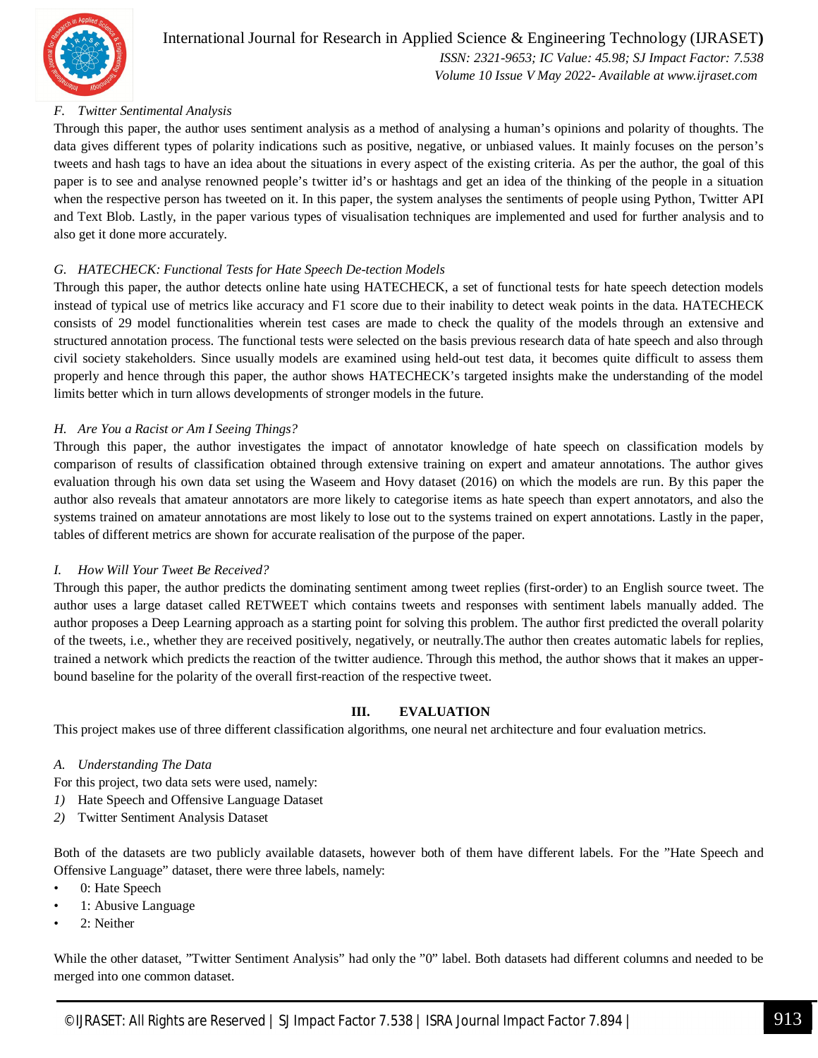### F. Twitter Sentimental Analysis

Through this paper, the author uses sentiment analysis as a method of analysing a human's opinions and polarity of thoughts. The data gives different types of polarity indications such as positive, negative, or unbiased values. It mainly focuses on the person's tweets and hash tags to have an idea about the situations in every aspect of the existing criteria. As per the author, the goal of this paper is to see and analyse renowned people's twitter id's or hashtags and get an idea of the thinking of the people in a situation when the respective person has tweeted on it. In this paper, the system analyses the sentiments of people using Python, Twitter API and Text Blob. Lastly, in the paper various types of visualisation techniques are implemented and used for further analysis and to also get it done more accurately.

### G. HATECHECK: Functional Tests for Hate Speech De-tection Models

Through this paper, the author detects online hate using HATECHECK, a set of functional tests for hate speech detection models instead of typical use of metrics like accuracy and F1 score due to their inability to detect weak points in the data. HATECHECK consists of 29 model functionalities wherein test cases are made to check the quality of the models through an extensive and structured annotation process. The functional tests were selected on the basis previous research data of hate speech and also through civil society stakeholders. Since usually models are examined using held-out test data, it becomes quite difficult to assess them properly and hence through this paper, the author shows HATECHECK's targeted insights make the understanding of the model limits better which in turn allows developments of stronger models in the future.

### H. Are You a Racist or Am I Seeing Things?

Through this paper, the author investigates the impact of annotator knowledge of hate speech on classification models by comparison of results of classification obtained through extensive training on expert and amateur annotations. The author gives evaluation through his own data set using the Waseem and Hovy dataset (2016) on which the models are run. By this paper the author also reveals that amateur annotators are more likely to categorise items as hate speech than expert annotators, and also the systems trained on amateur annotations are most likely to lose out to the systems trained on expert annotations. Lastly in the paper, tables of different metrics are shown for accurate realisation of the purpose of the paper.

### I. How Will Your Tweet Be Received?

Through this paper, the author predicts the dominating sentiment among tweet replies (first-order) to an English source tweet. The author uses a large dataset called RETWEET which contains tweets and responses with sentiment labels manually added. The author proposes a Deep Learning approach as a starting point for solving this problem. The author first predicted the overall polarity of the tweets, i.e., whether they are received positively, negatively, or neutrally.The author then creates automatic labels for replies, trained a network which predicts the reaction of the twitter audience. Through this method, the author shows that it makes an upper-bound baseline for the polarity of the overall first-reaction of the respective tweet.

## III. EVALUATION

This project makes use of three different classification algorithms, one neural net architecture and four evaluation metrics.

### A. Understanding The Data

For this project, two data sets were used, namely:

1) Hate Speech and Offensive Language Dataset
2) Twitter Sentiment Analysis Dataset

Both of the datasets are two publicly available datasets, however both of them have different labels. For the "Hate Speech and Offensive Language" dataset, there were three labels, namely:

- 0: Hate Speech
- 1: Abusive Language
- 2: Neither

While the other dataset, "Twitter Sentiment Analysis" had only the "0" label. Both datasets had different columns and needed to be merged into one common dataset.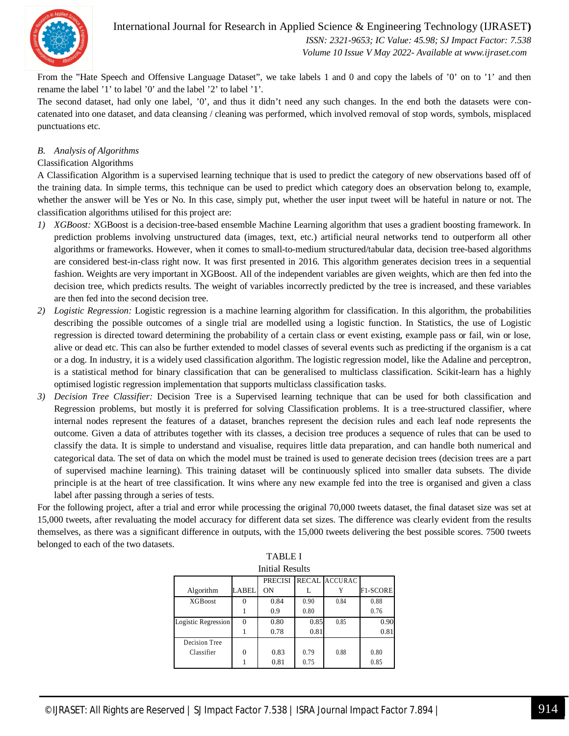From the ”Hate Speech and Offensive Language Dataset”, we take labels 1 and 0 and copy the labels of ’0’ on to ’1’ and then rename the label ’1’ to label ’0’ and the label ’2’ to label ’1’.

The second dataset, had only one label, ’0’, and thus it didn’t need any such changes. In the end both the datasets were concatenated into one dataset, and data cleansing / cleaning was performed, which involved removal of stop words, symbols, misplaced punctuations etc.

### *B. Analysis of Algorithms*

Classification Algorithms

A Classification Algorithm is a supervised learning technique that is used to predict the category of new observations based off of the training data. In simple terms, this technique can be used to predict which category does an observation belong to, example, whether the answer will be Yes or No. In this case, simply put, whether the user input tweet will be hateful in nature or not. The classification algorithms utilised for this project are:

1) *XGBoost:* XGBoost is a decision-tree-based ensemble Machine Learning algorithm that uses a gradient boosting framework. In prediction problems involving unstructured data (images, text, etc.) artificial neural networks tend to outperform all other algorithms or frameworks. However, when it comes to small-to-medium structured/tabular data, decision tree-based algorithms are considered best-in-class right now. It was first presented in 2016. This algorithm generates decision trees in a sequential fashion. Weights are very important in XGBoost. All of the independent variables are given weights, which are then fed into the decision tree, which predicts results. The weight of variables incorrectly predicted by the tree is increased, and these variables are then fed into the second decision tree.
2) *Logistic Regression:* Logistic regression is a machine learning algorithm for classification. In this algorithm, the probabilities describing the possible outcomes of a single trial are modelled using a logistic function. In Statistics, the use of Logistic regression is directed toward determining the probability of a certain class or event existing, example pass or fail, win or lose, alive or dead etc. This can also be further extended to model classes of several events such as predicting if the organism is a cat or a dog. In industry, it is a widely used classification algorithm. The logistic regression model, like the Adaline and perceptron, is a statistical method for binary classification that can be generalised to multiclass classification. Scikit-learn has a highly optimised logistic regression implementation that supports multiclass classification tasks.
3) *Decision Tree Classifier:* Decision Tree is a Supervised learning technique that can be used for both classification and Regression problems, but mostly it is preferred for solving Classification problems. It is a tree-structured classifier, where internal nodes represent the features of a dataset, branches represent the decision rules and each leaf node represents the outcome. Given a data of attributes together with its classes, a decision tree produces a sequence of rules that can be used to classify the data. It is simple to understand and visualise, requires little data preparation, and can handle both numerical and categorical data. The set of data on which the model must be trained is used to generate decision trees (decision trees are a part of supervised machine learning). This training dataset will be continuously spliced into smaller data subsets. The divide principle is at the heart of tree classification. It wins where any new example fed into the tree is organised and given a class label after passing through a series of tests.

For the following project, after a trial and error while processing the original 70,000 tweets dataset, the final dataset size was set at 15,000 tweets, after revaluating the model accuracy for different data set sizes. The difference was clearly evident from the results themselves, as there was a significant difference in outputs, with the 15,000 tweets delivering the best possible scores. 7500 tweets belonged to each of the two datasets.

TABLE I
Initial Results

| Algorithm | LABEL | PRECISION | RECALL | ACCURACY | F1-SCORE |
|---|---|---|---|---|---|
| XGBoost | 0 | 0.84 | 0.90 | 0.84 | 0.88 |
| | 1 | 0.9 | 0.80 | | 0.76 |
| Logistic Regression | 0 | 0.80 | 0.85 | 0.85 | 0.90 |
| | 1 | 0.78 | 0.81 | | 0.81 |
| Decision Tree Classifier | 0 | 0.83 | 0.79 | 0.88 | 0.80 |
| | 1 | 0.81 | 0.75 | | 0.85 |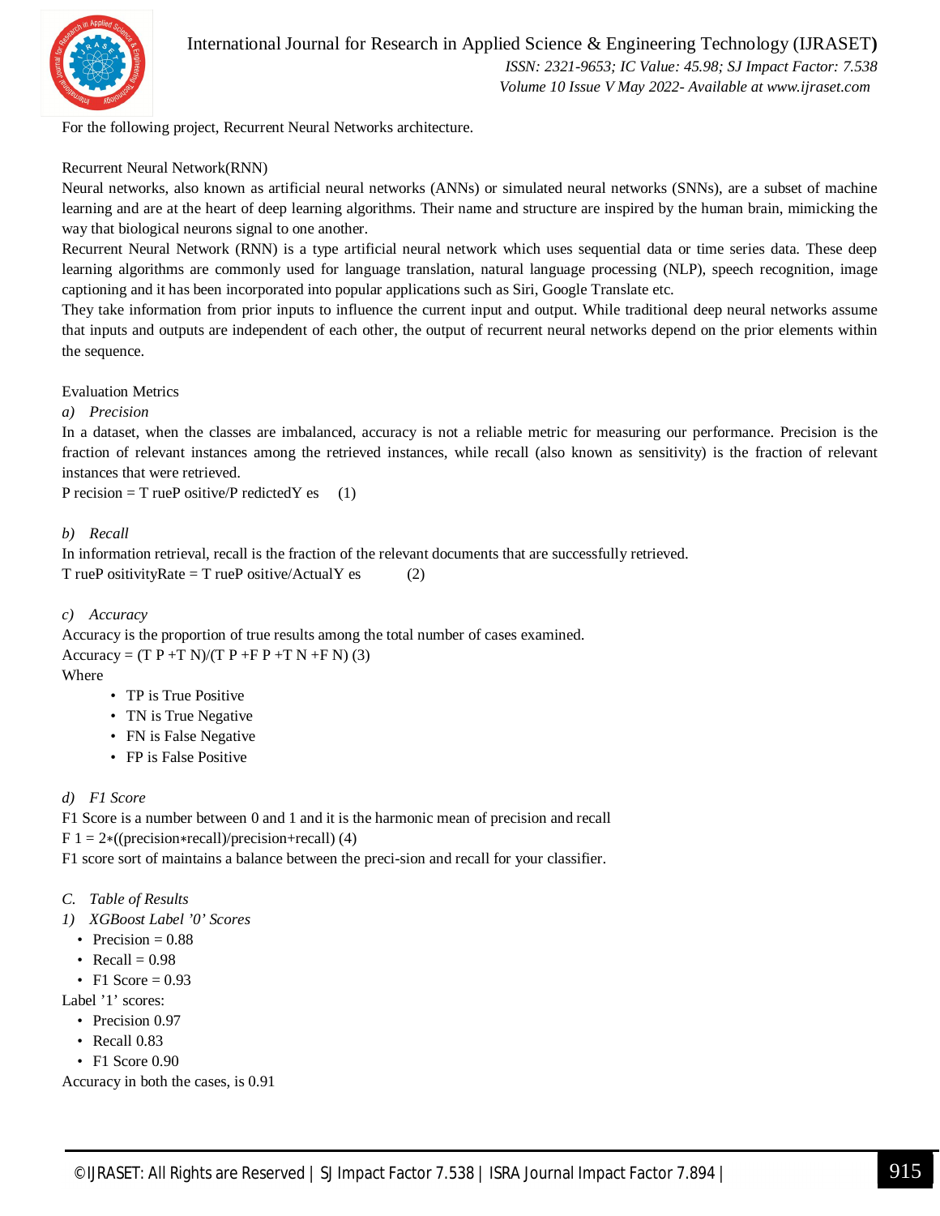For the following project, Recurrent Neural Networks architecture.

Recurrent Neural Network(RNN)

Neural networks, also known as artificial neural networks (ANNs) or simulated neural networks (SNNs), are a subset of machine learning and are at the heart of deep learning algorithms. Their name and structure are inspired by the human brain, mimicking the way that biological neurons signal to one another.

Recurrent Neural Network (RNN) is a type artificial neural network which uses sequential data or time series data. These deep learning algorithms are commonly used for language translation, natural language processing (NLP), speech recognition, image captioning and it has been incorporated into popular applications such as Siri, Google Translate etc.

They take information from prior inputs to influence the current input and output. While traditional deep neural networks assume that inputs and outputs are independent of each other, the output of recurrent neural networks depend on the prior elements within the sequence.

Evaluation Metrics

*a) Precision*

In a dataset, when the classes are imbalanced, accuracy is not a reliable metric for measuring our performance. Precision is the fraction of relevant instances among the retrieved instances, while recall (also known as sensitivity) is the fraction of relevant instances that were retrieved.

$$Precision = TruePositive/PredictedYes \quad (1)$$

*b) Recall*

In information retrieval, recall is the fraction of the relevant documents that are successfully retrieved.

$$TruePositivityRate = TruePositive/ActualYes \quad (2)$$

*c) Accuracy*

Accuracy is the proportion of true results among the total number of cases examined.

$$Accuracy = (TP + TN)/(TP + FP + TN + FN) \quad (3)$$

Where

- TP is True Positive
- TN is True Negative
- FN is False Negative
- FP is False Positive

*d) F1 Score*

F1 Score is a number between 0 and 1 and it is the harmonic mean of precision and recall

$$F1 = 2*((precision*recall)/precision+recall) \quad (4)$$

F1 score sort of maintains a balance between the preci-sion and recall for your classifier.

*C. Table of Results*

*1) XGBoost Label '0' Scores*

- Precision = 0.88
- Recall = 0.98
- F1 Score = 0.93

Label '1' scores:

- Precision 0.97
- Recall 0.83
- F1 Score 0.90

Accuracy in both the cases, is 0.91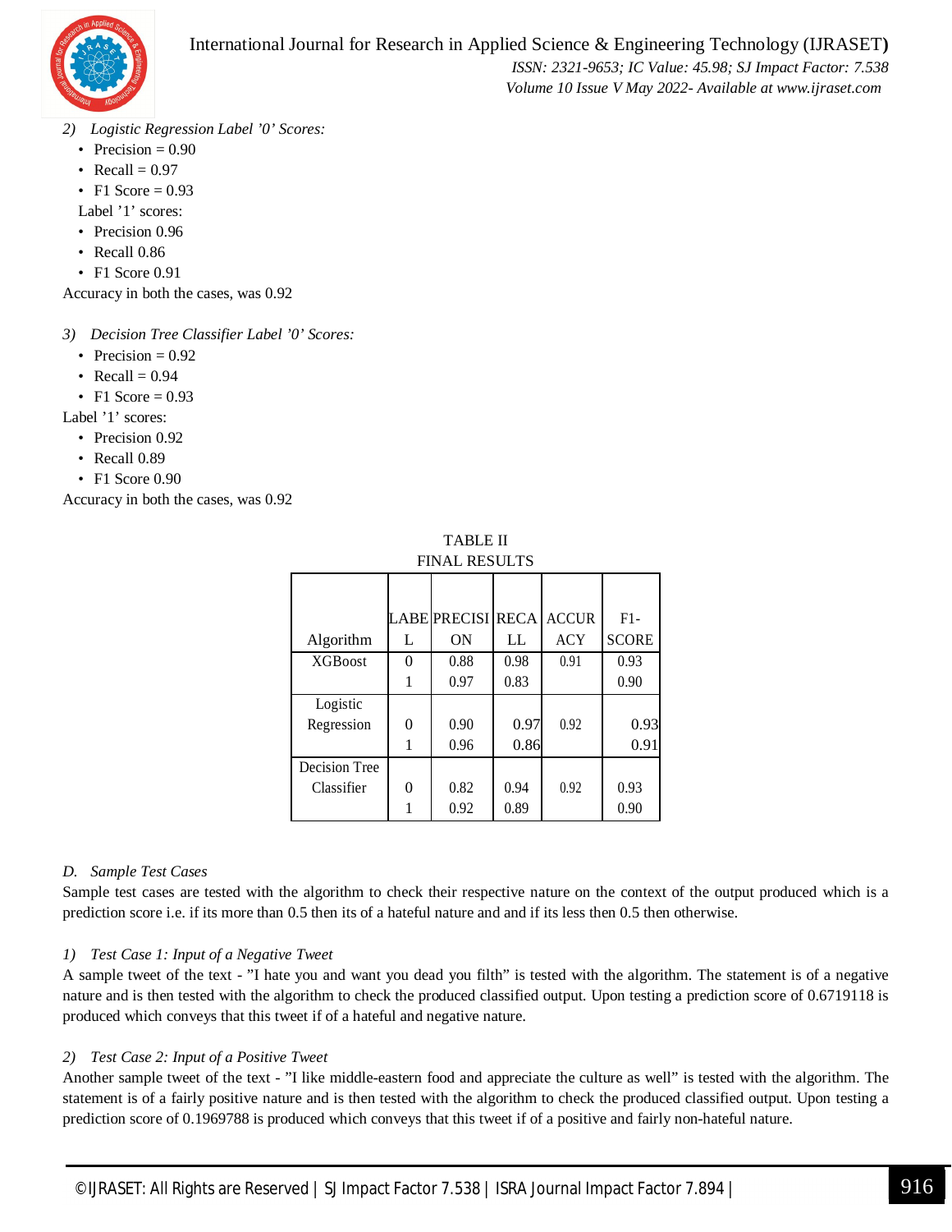*2) Logistic Regression Label '0' Scores:*

- Precision = 0.90
- Recall = 0.97
- F1 Score = 0.93

Label '1' scores:

- Precision 0.96
- Recall 0.86
- F1 Score 0.91

Accuracy in both the cases, was 0.92

*3) Decision Tree Classifier Label '0' Scores:*

- Precision = 0.92
- Recall = 0.94
- F1 Score = 0.93

Label '1' scores:

- Precision 0.92
- Recall 0.89
- F1 Score 0.90

Accuracy in both the cases, was 0.92

TABLE II
FINAL RESULTS

| Algorithm | LABEL | PRECISION | RECALL | ACCURACY | F1-SCORE |
|---|---|---|---|---|---|
| XGBoost | 0 | 0.88 | 0.98 | 0.91 | 0.93 |
| | 1 | 0.97 | 0.83 | | 0.90 |
| Logistic Regression | 0 | 0.90 | 0.97 | 0.92 | 0.93 |
| | 1 | 0.96 | 0.86 | | 0.91 |
| Decision Tree Classifier | 0 | 0.82 | 0.94 | 0.92 | 0.93 |
| | 1 | 0.92 | 0.89 | | 0.90 |

### *D. Sample Test Cases*

Sample test cases are tested with the algorithm to check their respective nature on the context of the output produced which is a prediction score i.e. if its more than 0.5 then its of a hateful nature and and if its less then 0.5 then otherwise.

*1) Test Case 1: Input of a Negative Tweet*

A sample tweet of the text - "I hate you and want you dead you filth" is tested with the algorithm. The statement is of a negative nature and is then tested with the algorithm to check the produced classified output. Upon testing a prediction score of 0.6719118 is produced which conveys that this tweet if of a hateful and negative nature.

*2) Test Case 2: Input of a Positive Tweet*

Another sample tweet of the text - "I like middle-eastern food and appreciate the culture as well" is tested with the algorithm. The statement is of a fairly positive nature and is then tested with the algorithm to check the produced classified output. Upon testing a prediction score of 0.1969788 is produced which conveys that this tweet if of a positive and fairly non-hateful nature.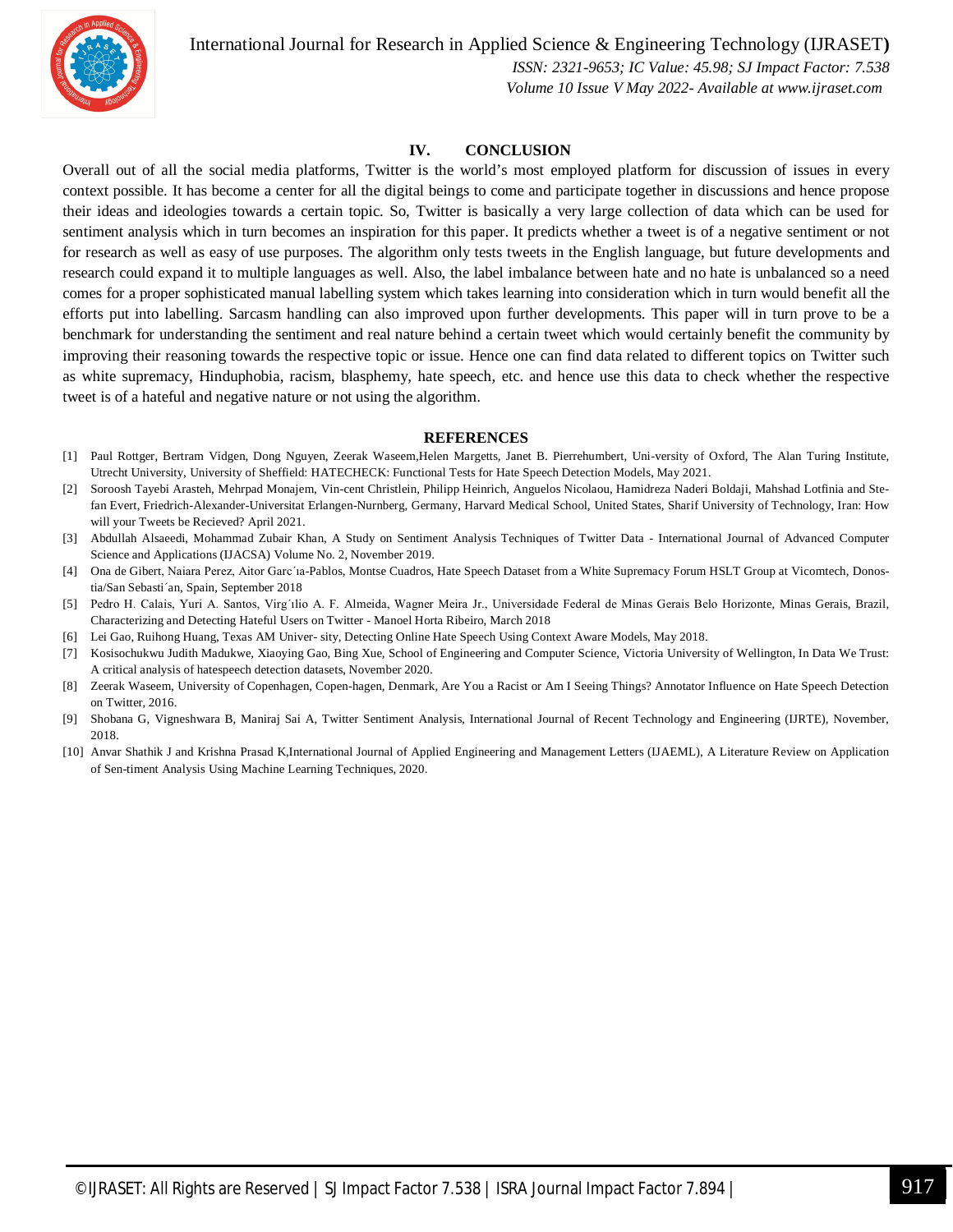## IV. CONCLUSION

Overall out of all the social media platforms, Twitter is the world's most employed platform for discussion of issues in every context possible. It has become a center for all the digital beings to come and participate together in discussions and hence propose their ideas and ideologies towards a certain topic. So, Twitter is basically a very large collection of data which can be used for sentiment analysis which in turn becomes an inspiration for this paper. It predicts whether a tweet is of a negative sentiment or not for research as well as easy of use purposes. The algorithm only tests tweets in the English language, but future developments and research could expand it to multiple languages as well. Also, the label imbalance between hate and no hate is unbalanced so a need comes for a proper sophisticated manual labelling system which takes learning into consideration which in turn would benefit all the efforts put into labelling. Sarcasm handling can also improved upon further developments. This paper will in turn prove to be a benchmark for understanding the sentiment and real nature behind a certain tweet which would certainly benefit the community by improving their reasoning towards the respective topic or issue. Hence one can find data related to different topics on Twitter such as white supremacy, Hinduphobia, racism, blasphemy, hate speech, etc. and hence use this data to check whether the respective tweet is of a hateful and negative nature or not using the algorithm.

## REFERENCES

[1] Paul Rottger, Bertram Vidgen, Dong Nguyen, Zeerak Waseem,Helen Margetts, Janet B. Pierrehumbert, Uni-versity of Oxford, The Alan Turing Institute, Utrecht University, University of Sheffield: HATECHECK: Functional Tests for Hate Speech Detection Models, May 2021.

[2] Soroosh Tayebi Arasteh, Mehrpad Monajem, Vin-cent Christlein, Philipp Heinrich, Anguelos Nicolaou, Hamidreza Naderi Boldaji, Mahshad Lotfinia and Ste-fan Evert, Friedrich-Alexander-Universitat Erlangen-Nurnberg, Germany, Harvard Medical School, United States, Sharif University of Technology, Iran: How will your Tweets be Recieved? April 2021.

[3] Abdullah Alsaeedi, Mohammad Zubair Khan, A Study on Sentiment Analysis Techniques of Twitter Data - International Journal of Advanced Computer Science and Applications (IJACSA) Volume No. 2, November 2019.

[4] Ona de Gibert, Naiara Perez, Aitor Garc´ıa-Pablos, Montse Cuadros, Hate Speech Dataset from a White Supremacy Forum HSLT Group at Vicomtech, Donos-tia/San Sebasti´an, Spain, September 2018

[5] Pedro H. Calais, Yuri A. Santos, Virg´ılio A. F. Almeida, Wagner Meira Jr., Universidade Federal de Minas Gerais Belo Horizonte, Minas Gerais, Brazil, Characterizing and Detecting Hateful Users on Twitter - Manoel Horta Ribeiro, March 2018

[6] Lei Gao, Ruihong Huang, Texas AM Univer- sity, Detecting Online Hate Speech Using Context Aware Models, May 2018.

[7] Kosisochukwu Judith Madukwe, Xiaoying Gao, Bing Xue, School of Engineering and Computer Science, Victoria University of Wellington, In Data We Trust: A critical analysis of hatespeech detection datasets, November 2020.

[8] Zeerak Waseem, University of Copenhagen, Copen-hagen, Denmark, Are You a Racist or Am I Seeing Things? Annotator Influence on Hate Speech Detection on Twitter, 2016.

[9] Shobana G, Vigneshwara B, Maniraj Sai A, Twitter Sentiment Analysis, International Journal of Recent Technology and Engineering (IJRTE), November, 2018.

[10] Anvar Shathik J and Krishna Prasad K,International Journal of Applied Engineering and Management Letters (IJAEML), A Literature Review on Application of Sen-timent Analysis Using Machine Learning Techniques, 2020.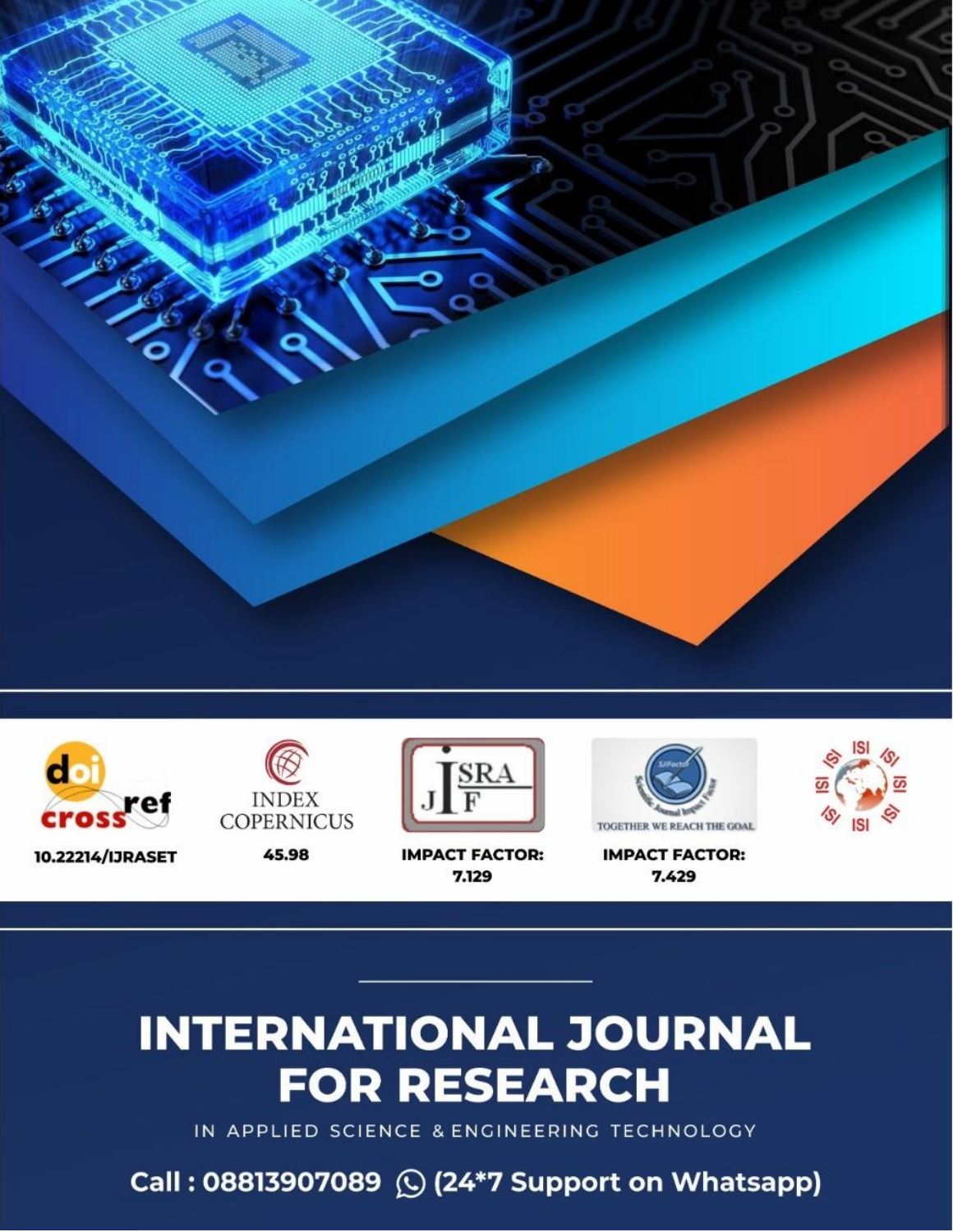10.22214/IJRASET

45.98

IMPACT FACTOR: 7.129

IMPACT FACTOR: 7.429

# INTERNATIONAL JOURNAL FOR RESEARCH

IN APPLIED SCIENCE & ENGINEERING TECHNOLOGY

Call : 08813907089 (24*7 Support on Whatsapp)